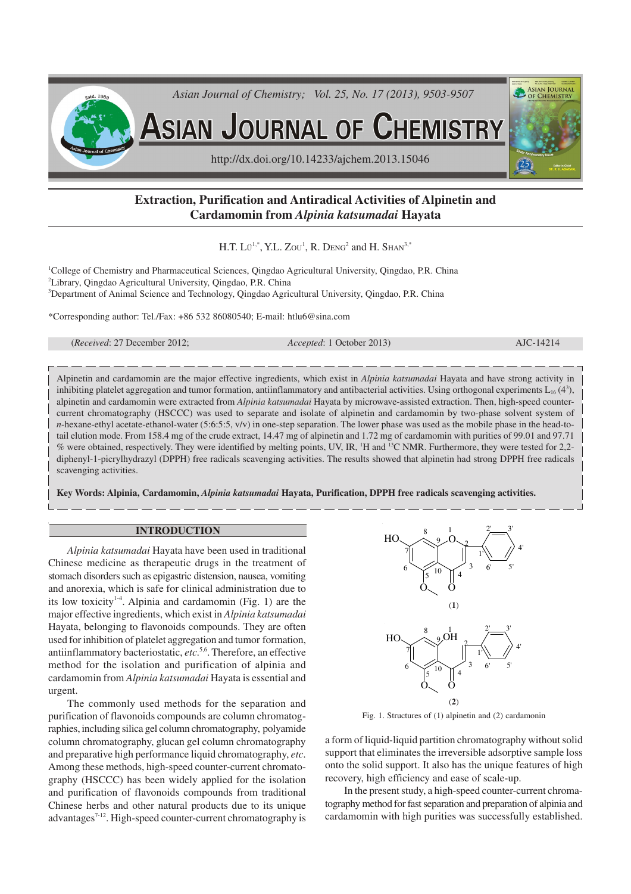# Extraction, Purification and Antiradical Activities of Alpinetin and Cardamomin from *Alpinia katsumadai* Hayata

H.T. LÜ[1,*], Y.L. ZOU[1], R. DENG[2] and H. SHAN[3,*]

[1]College of Chemistry and Pharmaceutical Sciences, Qingdao Agricultural University, Qingdao, P.R. China
[2]Library, Qingdao Agricultural University, Qingdao, P.R. China
[3]Department of Animal Science and Technology, Qingdao Agricultural University, Qingdao, P.R. China

*Corresponding author: Tel./Fax: +86 532 86080540; E-mail: htlu6@sina.com

(*Received*: 27 December 2012; *Accepted*: 1 October 2013) AJC-14214

Alpinetin and cardamomin are the major effective ingredients, which exist in *Alpinia katsumadai* Hayata and have strong activity in inhibiting platelet aggregation and tumor formation, antiinflammatory and antibacterial activities. Using orthogonal experiments $L_{16}$ ($4^3$), alpinetin and cardamomin were extracted from *Alpinia katsumadai* Hayata by microwave-assisted extraction. Then, high-speed counter-current chromatography (HSCCC) was used to separate and isolate of alpinetin and cardamomin by two-phase solvent system of *n*-hexane-ethyl acetate-ethanol-water (5:6:5:5, v/v) in one-step separation. The lower phase was used as the mobile phase in the head-to-tail elution mode. From 158.4 mg of the crude extract, 14.47 mg of alpinetin and 1.72 mg of cardamomin with purities of 99.01 and 97.71 % were obtained, respectively. They were identified by melting points, UV, IR, $^1$H and $^{13}$C NMR. Furthermore, they were tested for 2,2-diphenyl-1-picrylhydrazyl (DPPH) free radicals scavenging activities. The results showed that alpinetin had strong DPPH free radicals scavenging activities.

**Key Words: Alpinia, Cardamomin, *Alpinia katsumadai* Hayata, Purification, DPPH free radicals scavenging activities.**

## INTRODUCTION

*Alpinia katsumadai* Hayata have been used in traditional Chinese medicine as therapeutic drugs in the treatment of stomach disorders such as epigastric distension, nausea, vomiting and anorexia, which is safe for clinical administration due to its low toxicity[1-4]. Alpinia and cardamomin (Fig. 1) are the major effective ingredients, which exist in *Alpinia katsumadai* Hayata, belonging to flavonoids compounds. They are often used for inhibition of platelet aggregation and tumor formation, antiinflammatory bacteriostatic, *etc*.[5,6]. Therefore, an effective method for the isolation and purification of alpinia and cardamomin from *Alpinia katsumadai* Hayata is essential and urgent.

The commonly used methods for the separation and purification of flavonoids compounds are column chromatographies, including silica gel column chromatography, polyamide column chromatography, glucan gel column chromatography and preparative high performance liquid chromatography, *etc*. Among these methods, high-speed counter-current chromatography (HSCCC) has been widely applied for the isolation and purification of flavonoids compounds from traditional Chinese herbs and other natural products due to its unique advantages[7-12]. High-speed counter-current chromatography is a form of liquid-liquid partition chromatography without solid support that eliminates the irreversible adsorptive sample loss onto the solid support. It also has the unique features of high recovery, high efficiency and ease of scale-up.

Fig. 1. Structures of (1) alpinetin and (2) cardamonin

In the present study, a high-speed counter-current chromatography method for fast separation and preparation of alpinia and cardamomin with high purities was successfully established.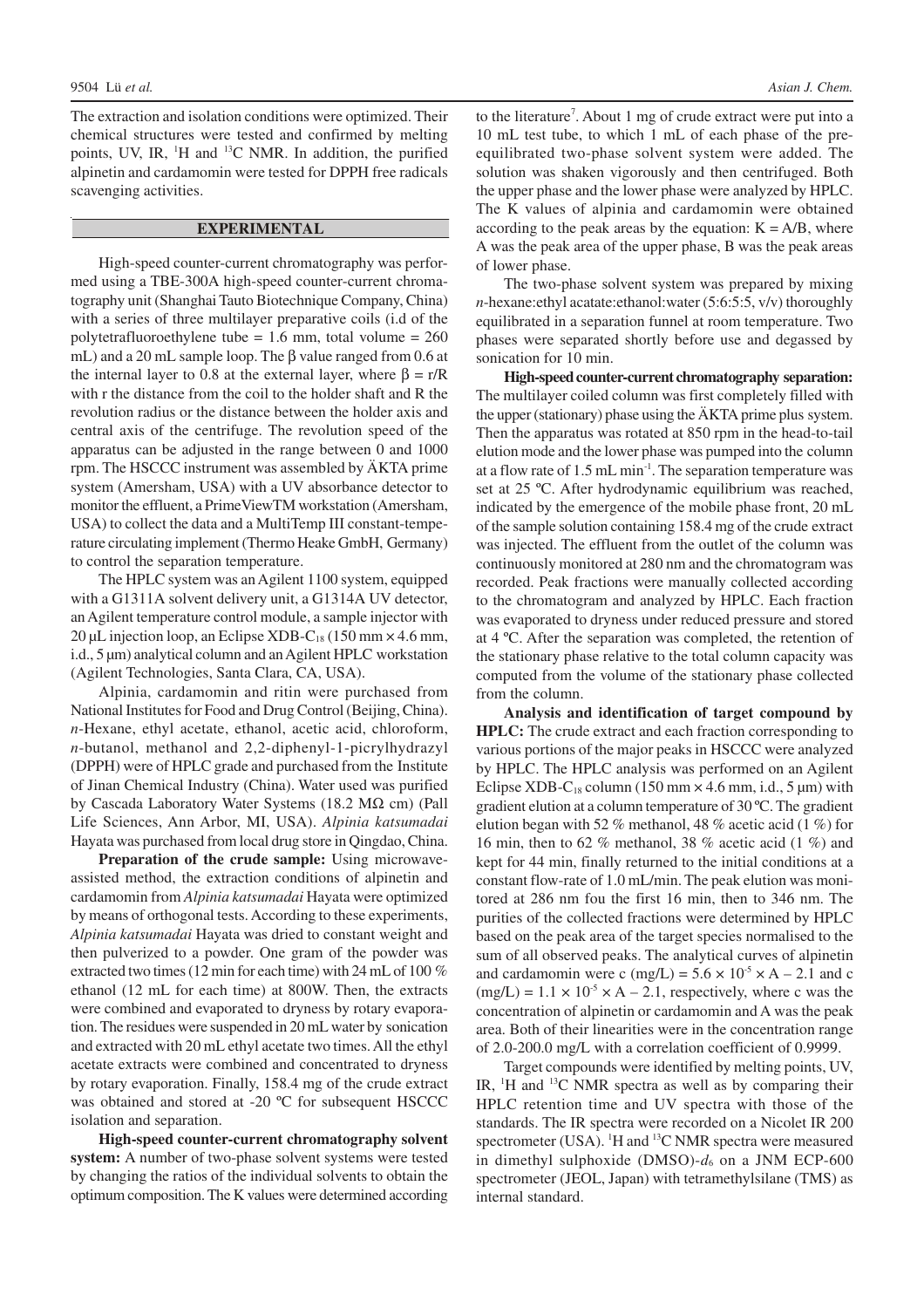The extraction and isolation conditions were optimized. Their chemical structures were tested and confirmed by melting points, UV, IR, $^1H$ and $^{13}C$ NMR. In addition, the purified alpinetin and cardamomin were tested for DPPH free radicals scavenging activities.

## EXPERIMENTAL

High-speed counter-current chromatography was performed using a TBE-300A high-speed counter-current chromatography unit (Shanghai Tauto Biotechnique Company, China) with a series of three multilayer preparative coils (i.d of the polytetrafluoroethylene tube = 1.6 mm, total volume = 260 mL) and a 20 mL sample loop. The β value ranged from 0.6 at the internal layer to 0.8 at the external layer, where $\beta = r/R$ with r the distance from the coil to the holder shaft and R the revolution radius or the distance between the holder axis and central axis of the centrifuge. The revolution speed of the apparatus can be adjusted in the range between 0 and 1000 rpm. The HSCCC instrument was assembled by ÄKTA prime system (Amersham, USA) with a UV absorbance detector to monitor the effluent, a PrimeViewTM workstation (Amersham, USA) to collect the data and a MultiTemp III constant-temperature circulating implement (Thermo Heake GmbH, Germany) to control the separation temperature.

The HPLC system was an Agilent 1100 system, equipped with a G1311A solvent delivery unit, a G1314A UV detector, an Agilent temperature control module, a sample injector with 20 µL injection loop, an Eclipse XDB-$C_{18}$ (150 mm × 4.6 mm, i.d., 5 µm) analytical column and an Agilent HPLC workstation (Agilent Technologies, Santa Clara, CA, USA).

Alpinia, cardamomin and ritin were purchased from National Institutes for Food and Drug Control (Beijing, China). *n*-Hexane, ethyl acetate, ethanol, acetic acid, chloroform, *n*-butanol, methanol and 2,2-diphenyl-1-picrylhydrazyl (DPPH) were of HPLC grade and purchased from the Institute of Jinan Chemical Industry (China). Water used was purified by Cascada Laboratory Water Systems (18.2 MΩ cm) (Pall Life Sciences, Ann Arbor, MI, USA). *Alpinia katsumadai* Hayata was purchased from local drug store in Qingdao, China.

**Preparation of the crude sample:** Using microwave-assisted method, the extraction conditions of alpinetin and cardamomin from *Alpinia katsumadai* Hayata were optimized by means of orthogonal tests. According to these experiments, *Alpinia katsumadai* Hayata was dried to constant weight and then pulverized to a powder. One gram of the powder was extracted two times (12 min for each time) with 24 mL of 100 % ethanol (12 mL for each time) at 800W. Then, the extracts were combined and evaporated to dryness by rotary evaporation. The residues were suspended in 20 mL water by sonication and extracted with 20 mL ethyl acetate two times. All the ethyl acetate extracts were combined and concentrated to dryness by rotary evaporation. Finally, 158.4 mg of the crude extract was obtained and stored at -20 ºC for subsequent HSCCC isolation and separation.

**High-speed counter-current chromatography solvent system:** A number of two-phase solvent systems were tested by changing the ratios of the individual solvents to obtain the optimum composition. The K values were determined according to the literature[7]. About 1 mg of crude extract were put into a 10 mL test tube, to which 1 mL of each phase of the pre-equilibrated two-phase solvent system were added. The solution was shaken vigorously and then centrifuged. Both the upper phase and the lower phase were analyzed by HPLC. The K values of alpinia and cardamomin were obtained according to the peak areas by the equation: $K = A/B$, where A was the peak area of the upper phase, B was the peak areas of lower phase.

The two-phase solvent system was prepared by mixing *n*-hexane:ethyl acatate:ethanol:water (5:6:5:5, v/v) thoroughly equilibrated in a separation funnel at room temperature. Two phases were separated shortly before use and degassed by sonication for 10 min.

**High-speed counter-current chromatography separation:** The multilayer coiled column was first completely filled with the upper (stationary) phase using the ÄKTA prime plus system. Then the apparatus was rotated at 850 rpm in the head-to-tail elution mode and the lower phase was pumped into the column at a flow rate of 1.5 mL $min^{-1}$. The separation temperature was set at 25 ºC. After hydrodynamic equilibrium was reached, indicated by the emergence of the mobile phase front, 20 mL of the sample solution containing 158.4 mg of the crude extract was injected. The effluent from the outlet of the column was continuously monitored at 280 nm and the chromatogram was recorded. Peak fractions were manually collected according to the chromatogram and analyzed by HPLC. Each fraction was evaporated to dryness under reduced pressure and stored at 4 ºC. After the separation was completed, the retention of the stationary phase relative to the total column capacity was computed from the volume of the stationary phase collected from the column.

**Analysis and identification of target compound by HPLC:** The crude extract and each fraction corresponding to various portions of the major peaks in HSCCC were analyzed by HPLC. The HPLC analysis was performed on an Agilent Eclipse XDB-$C_{18}$ column (150 mm × 4.6 mm, i.d., 5 µm) with gradient elution at a column temperature of 30 ºC. The gradient elution began with 52 % methanol, 48 % acetic acid (1 %) for 16 min, then to 62 % methanol, 38 % acetic acid (1 %) and kept for 44 min, finally returned to the initial conditions at a constant flow-rate of 1.0 mL/min. The peak elution was monitored at 286 nm fou the first 16 min, then to 346 nm. The purities of the collected fractions were determined by HPLC based on the peak area of the target species normalised to the sum of all observed peaks. The analytical curves of alpinetin and cardamomin were c (mg/L) = $5.6 \times 10^{-5} \times A - 2.1$ and c (mg/L) = $1.1 \times 10^{-5} \times A - 2.1$, respectively, where c was the concentration of alpinetin or cardamomin and A was the peak area. Both of their linearities were in the concentration range of 2.0-200.0 mg/L with a correlation coefficient of 0.9999.

Target compounds were identified by melting points, UV, IR, $^1H$ and $^{13}C$ NMR spectra as well as by comparing their HPLC retention time and UV spectra with those of the standards. The IR spectra were recorded on a Nicolet IR 200 spectrometer (USA). $^1H$ and $^{13}C$ NMR spectra were measured in dimethyl sulphoxide (DMSO)-$d_6$ on a JNM ECP-600 spectrometer (JEOL, Japan) with tetramethylsilane (TMS) as internal standard.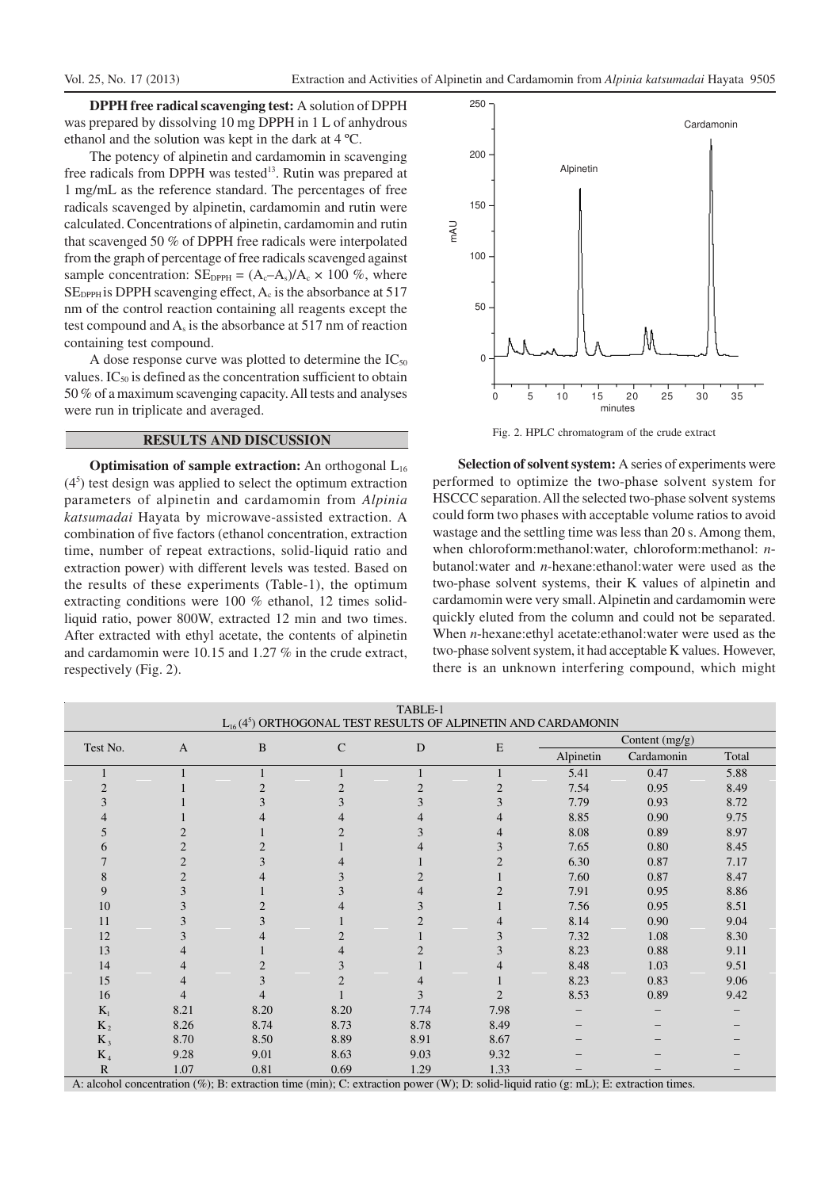**DPPH free radical scavenging test:** A solution of DPPH was prepared by dissolving 10 mg DPPH in 1 L of anhydrous ethanol and the solution was kept in the dark at 4 ºC.

The potency of alpinetin and cardamomin in scavenging free radicals from DPPH was tested[13]. Rutin was prepared at 1 mg/mL as the reference standard. The percentages of free radicals scavenged by alpinetin, cardamomin and rutin were calculated. Concentrations of alpinetin, cardamomin and rutin that scavenged 50 % of DPPH free radicals were interpolated from the graph of percentage of free radicals scavenged against sample concentration: $SE_{DPPH} = (A_c - A_s)/A_c \times 100$ %, where $SE_{DPPH}$ is DPPH scavenging effect, $A_c$ is the absorbance at 517 nm of the control reaction containing all reagents except the test compound and $A_s$ is the absorbance at 517 nm of reaction containing test compound.

A dose response curve was plotted to determine the $IC_{50}$ values. $IC_{50}$ is defined as the concentration sufficient to obtain 50 % of a maximum scavenging capacity. All tests and analyses were run in triplicate and averaged.

## RESULTS AND DISCUSSION

**Optimisation of sample extraction:** An orthogonal $L_{16}$ ($4^5$) test design was applied to select the optimum extraction parameters of alpinetin and cardamomin from *Alpinia katsumadai* Hayata by microwave-assisted extraction. A combination of five factors (ethanol concentration, extraction time, number of repeat extractions, solid-liquid ratio and extraction power) with different levels was tested. Based on the results of these experiments (Table-1), the optimum extracting conditions were 100 % ethanol, 12 times solid-liquid ratio, power 800W, extracted 12 min and two times. After extracted with ethyl acetate, the contents of alpinetin and cardamomin were 10.15 and 1.27 % in the crude extract, respectively (Fig. 2).

Fig. 2. HPLC chromatogram of the crude extract

**Selection of solvent system:** A series of experiments were performed to optimize the two-phase solvent system for HSCCC separation. All the selected two-phase solvent systems could form two phases with acceptable volume ratios to avoid wastage and the settling time was less than 20 s. Among them, when chloroform:methanol:water, chloroform:methanol: *n*-butanol:water and *n*-hexane:ethanol:water were used as the two-phase solvent systems, their K values of alpinetin and cardamomin were very small. Alpinetin and cardamomin were quickly eluted from the column and could not be separated. When *n*-hexane:ethyl acetate:ethanol:water were used as the two-phase solvent system, it had acceptable K values. However, there is an unknown interfering compound, which might

TABLE-1
$L_{16}$ ($4^5$) ORTHOGONAL TEST RESULTS OF ALPINETIN AND CARDAMONIN

| Test No. | A | B | C | D | E | Content (mg/g) | | |
|---|---|---|---|---|---|---|---|---|
| | | | | | | Alpinetin | Cardamonin | Total |
| 1 | 1 | 1 | 1 | 1 | 1 | 5.41 | 0.47 | 5.88 |
| 2 | 1 | 2 | 2 | 2 | 2 | 7.54 | 0.95 | 8.49 |
| 3 | 1 | 3 | 3 | 3 | 3 | 7.79 | 0.93 | 8.72 |
| 4 | 1 | 4 | 4 | 4 | 4 | 8.85 | 0.90 | 9.75 |
| 5 | 2 | 1 | 2 | 3 | 4 | 8.08 | 0.89 | 8.97 |
| 6 | 2 | 2 | 1 | 4 | 3 | 7.65 | 0.80 | 8.45 |
| 7 | 2 | 3 | 4 | 1 | 2 | 6.30 | 0.87 | 7.17 |
| 8 | 2 | 4 | 3 | 2 | 1 | 7.60 | 0.87 | 8.47 |
| 9 | 3 | 1 | 3 | 4 | 2 | 7.91 | 0.95 | 8.86 |
| 10 | 3 | 2 | 4 | 3 | 1 | 7.56 | 0.95 | 8.51 |
| 11 | 3 | 3 | 1 | 2 | 4 | 8.14 | 0.90 | 9.04 |
| 12 | 3 | 4 | 2 | 1 | 3 | 7.32 | 1.08 | 8.30 |
| 13 | 4 | 1 | 4 | 2 | 3 | 8.23 | 0.88 | 9.11 |
| 14 | 4 | 2 | 3 | 1 | 4 | 8.48 | 1.03 | 9.51 |
| 15 | 4 | 3 | 2 | 4 | 1 | 8.23 | 0.83 | 9.06 |
| 16 | 4 | 4 | 1 | 3 | 2 | 8.53 | 0.89 | 9.42 |
| $K_1$ | 8.21 | 8.20 | 8.20 | 7.74 | 7.98 | – | – | – |
| $K_2$ | 8.26 | 8.74 | 8.73 | 8.78 | 8.49 | – | – | – |
| $K_3$ | 8.70 | 8.50 | 8.89 | 8.91 | 8.67 | – | – | – |
| $K_4$ | 9.28 | 9.01 | 8.63 | 9.03 | 9.32 | – | – | – |
| R | 1.07 | 0.81 | 0.69 | 1.29 | 1.33 | – | – | – |

A: alcohol concentration (%); B: extraction time (min); C: extraction power (W); D: solid-liquid ratio (g: mL); E: extraction times.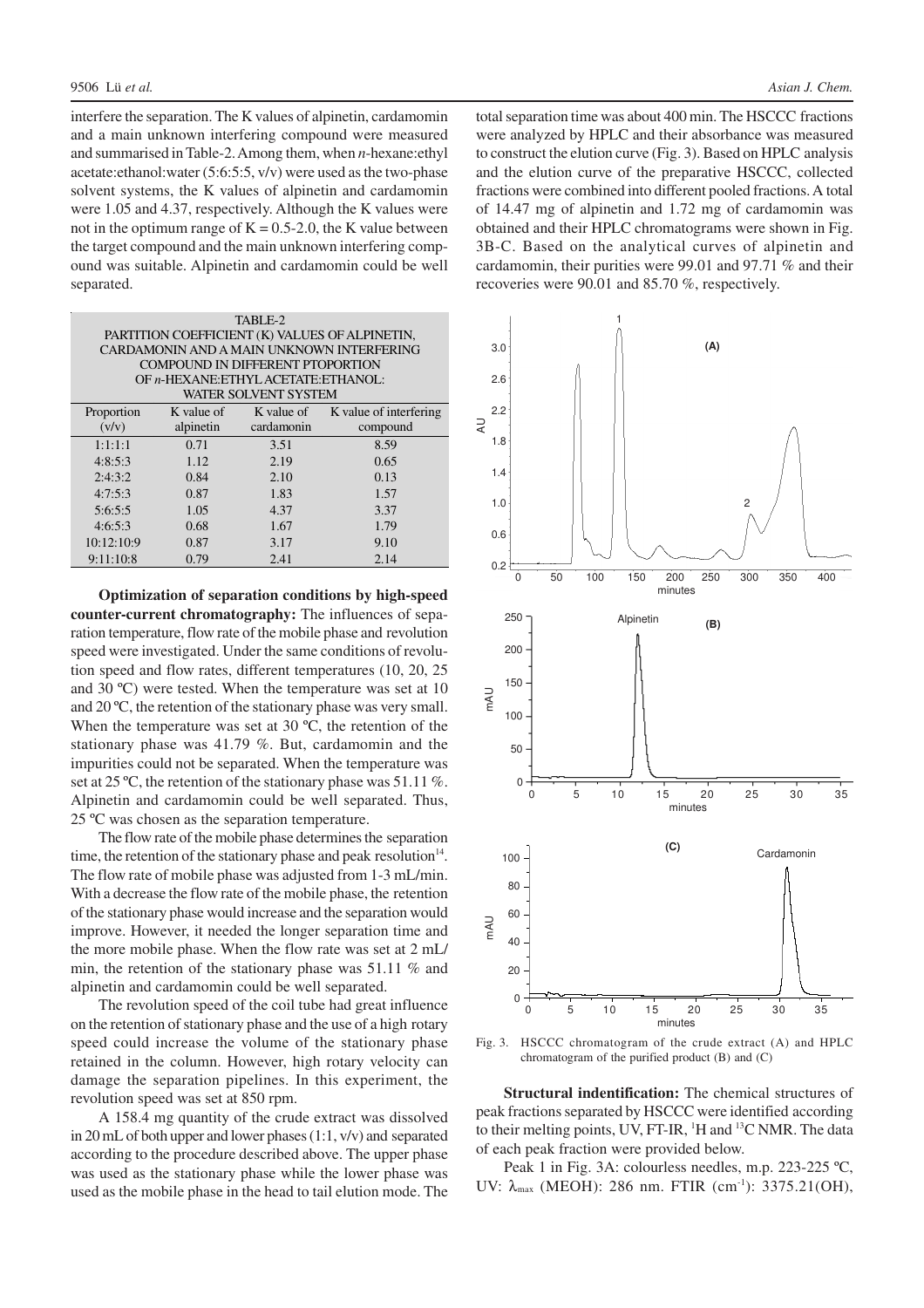interfere the separation. The K values of alpinetin, cardamomin and a main unknown interfering compound were measured and summarised in Table-2. Among them, when *n*-hexane:ethyl acetate:ethanol:water (5:6:5:5, v/v) were used as the two-phase solvent systems, the K values of alpinetin and cardamomin were 1.05 and 4.37, respectively. Although the K values were not in the optimum range of K = 0.5-2.0, the K value between the target compound and the main unknown interfering compound was suitable. Alpinetin and cardamomin could be well separated.

TABLE-2
PARTITION COEFFICIENT (K) VALUES OF ALPINETIN, CARDAMONIN AND A MAIN UNKNOWN INTERFERING COMPOUND IN DIFFERENT PTOPORTION OF *n*-HEXANE:ETHYL ACETATE:ETHANOL: WATER SOLVENT SYSTEM

| Proportion (v/v) | K value of alpinetin | K value of cardamonin | K value of interfering compound |
|---|---|---|---|
| 1:1:1:1 | 0.71 | 3.51 | 8.59 |
| 4:8:5:3 | 1.12 | 2.19 | 0.65 |
| 2:4:3:2 | 0.84 | 2.10 | 0.13 |
| 4:7:5:3 | 0.87 | 1.83 | 1.57 |
| 5:6:5:5 | 1.05 | 4.37 | 3.37 |
| 4:6:5:3 | 0.68 | 1.67 | 1.79 |
| 10:12:10:9 | 0.87 | 3.17 | 9.10 |
| 9:11:10:8 | 0.79 | 2.41 | 2.14 |

**Optimization of separation conditions by high-speed counter-current chromatography:** The influences of separation temperature, flow rate of the mobile phase and revolution speed were investigated. Under the same conditions of revolution speed and flow rates, different temperatures (10, 20, 25 and 30 ºC) were tested. When the temperature was set at 10 and 20 ºC, the retention of the stationary phase was very small. When the temperature was set at 30 ºC, the retention of the stationary phase was 41.79 %. But, cardamomin and the impurities could not be separated. When the temperature was set at 25 ºC, the retention of the stationary phase was 51.11 %. Alpinetin and cardamomin could be well separated. Thus, 25 ºC was chosen as the separation temperature.

The flow rate of the mobile phase determines the separation time, the retention of the stationary phase and peak resolution[14]. The flow rate of mobile phase was adjusted from 1-3 mL/min. With a decrease the flow rate of the mobile phase, the retention of the stationary phase would increase and the separation would improve. However, it needed the longer separation time and the more mobile phase. When the flow rate was set at 2 mL/min, the retention of the stationary phase was 51.11 % and alpinetin and cardamomin could be well separated.

The revolution speed of the coil tube had great influence on the retention of stationary phase and the use of a high rotary speed could increase the volume of the stationary phase retained in the column. However, high rotary velocity can damage the separation pipelines. In this experiment, the revolution speed was set at 850 rpm.

A 158.4 mg quantity of the crude extract was dissolved in 20 mL of both upper and lower phases (1:1, v/v) and separated according to the procedure described above. The upper phase was used as the stationary phase while the lower phase was used as the mobile phase in the head to tail elution mode. The total separation time was about 400 min. The HSCCC fractions were analyzed by HPLC and their absorbance was measured to construct the elution curve (Fig. 3). Based on HPLC analysis and the elution curve of the preparative HSCCC, collected fractions were combined into different pooled fractions. A total of 14.47 mg of alpinetin and 1.72 mg of cardamomin was obtained and their HPLC chromatograms were shown in Fig. 3B-C. Based on the analytical curves of alpinetin and cardamomin, their purities were 99.01 and 97.71 % and their recoveries were 90.01 and 85.70 %, respectively.

Fig. 3. HSCCC chromatogram of the crude extract (A) and HPLC chromatogram of the purified product (B) and (C)

**Structural indentification:** The chemical structures of peak fractions separated by HSCCC were identified according to their melting points, UV, FT-IR, $^1H$ and $^{13}C$ NMR. The data of each peak fraction were provided below.

Peak 1 in Fig. 3A: colourless needles, m.p. 223-225 ºC, UV: $\lambda_{max}$ (MEOH): 286 nm. FTIR ($cm^{-1}$): 3375.21(OH),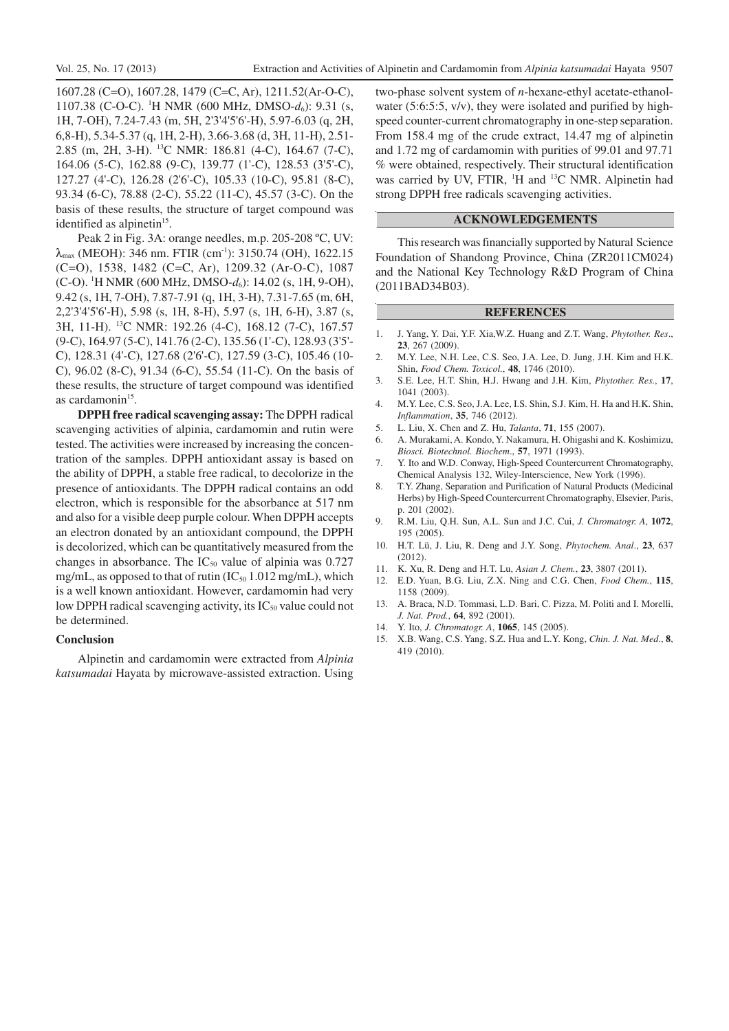1607.28 (C=O), 1607.28, 1479 (C=C, Ar), 1211.52(Ar-O-C), 1107.38 (C-O-C). $^1$H NMR (600 MHz, DMSO-$d_6$): 9.31 (s, 1H, 7-OH), 7.24-7.43 (m, 5H, 2'3'4'5'6'-H), 5.97-6.03 (q, 2H, 6,8-H), 5.34-5.37 (q, 1H, 2-H), 3.66-3.68 (d, 3H, 11-H), 2.51-2.85 (m, 2H, 3-H). $^{13}$C NMR: 186.81 (4-C), 164.67 (7-C), 164.06 (5-C), 162.88 (9-C), 139.77 (1'-C), 128.53 (3'5'-C), 127.27 (4'-C), 126.28 (2'6'-C), 105.33 (10-C), 95.81 (8-C), 93.34 (6-C), 78.88 (2-C), 55.22 (11-C), 45.57 (3-C). On the basis of these results, the structure of target compound was identified as alpinetin[15].

Peak 2 in Fig. 3A: orange needles, m.p. 205-208 ºC, UV: $\lambda_{max}$ (MEOH): 346 nm. FTIR (cm$^{-1}$): 3150.74 (OH), 1622.15 (C=O), 1538, 1482 (C=C, Ar), 1209.32 (Ar-O-C), 1087 (C-O). $^1$H NMR (600 MHz, DMSO-$d_6$): 14.02 (s, 1H, 9-OH), 9.42 (s, 1H, 7-OH), 7.87-7.91 (q, 1H, 3-H), 7.31-7.65 (m, 6H, 2,2'3'4'5'6'-H), 5.98 (s, 1H, 8-H), 5.97 (s, 1H, 6-H), 3.87 (s, 3H, 11-H). $^{13}$C NMR: 192.26 (4-C), 168.12 (7-C), 167.57 (9-C), 164.97 (5-C), 141.76 (2-C), 135.56 (1'-C), 128.93 (3'5'-C), 128.31 (4'-C), 127.68 (2'6'-C), 127.59 (3-C), 105.46 (10-C), 96.02 (8-C), 91.34 (6-C), 55.54 (11-C). On the basis of these results, the structure of target compound was identified as cardamonin[15].

**DPPH free radical scavenging assay:** The DPPH radical scavenging activities of alpinia, cardamomin and rutin were tested. The activities were increased by increasing the concentration of the samples. DPPH antioxidant assay is based on the ability of DPPH, a stable free radical, to decolorize in the presence of antioxidants. The DPPH radical contains an odd electron, which is responsible for the absorbance at 517 nm and also for a visible deep purple colour. When DPPH accepts an electron donated by an antioxidant compound, the DPPH is decolorized, which can be quantitatively measured from the changes in absorbance. The $IC_{50}$ value of alpinia was 0.727 mg/mL, as opposed to that of rutin ($IC_{50}$ 1.012 mg/mL), which is a well known antioxidant. However, cardamomin had very low DPPH radical scavenging activity, its $IC_{50}$ value could not be determined.

## Conclusion

Alpinetin and cardamomin were extracted from *Alpinia katsumadai* Hayata by microwave-assisted extraction. Using two-phase solvent system of *n*-hexane-ethyl acetate-ethanol-water (5:6:5:5, v/v), they were isolated and purified by high-speed counter-current chromatography in one-step separation. From 158.4 mg of the crude extract, 14.47 mg of alpinetin and 1.72 mg of cardamomin with purities of 99.01 and 97.71 % were obtained, respectively. Their structural identification was carried by UV, FTIR, $^1$H and $^{13}$C NMR. Alpinetin had strong DPPH free radicals scavenging activities.

## ACKNOWLEDGEMENTS

This research was financially supported by Natural Science Foundation of Shandong Province, China (ZR2011CM024) and the National Key Technology R&D Program of China (2011BAD34B03).

## REFERENCES

1. J. Yang, Y. Dai, Y.F. Xia,W.Z. Huang and Z.T. Wang, *Phytother. Res*., **23**, 267 (2009).
2. M.Y. Lee, N.H. Lee, C.S. Seo, J.A. Lee, D. Jung, J.H. Kim and H.K. Shin, *Food Chem. Toxicol.*, **48**, 1746 (2010).
3. S.E. Lee, H.T. Shin, H.J. Hwang and J.H. Kim, *Phytother. Res.*, **17**, 1041 (2003).
4. M.Y. Lee, C.S. Seo, J.A. Lee, I.S. Shin, S.J. Kim, H. Ha and H.K. Shin, *Inflammation*, **35**, 746 (2012).
5. L. Liu, X. Chen and Z. Hu, *Talanta*, **71**, 155 (2007).
6. A. Murakami, A. Kondo, Y. Nakamura, H. Ohigashi and K. Koshimizu, *Biosci. Biotechnol. Biochem*., **57**, 1971 (1993).
7. Y. Ito and W.D. Conway, High-Speed Countercurrent Chromatography, Chemical Analysis 132, Wiley-Interscience, New York (1996).
8. T.Y. Zhang, Separation and Purification of Natural Products (Medicinal Herbs) by High-Speed Countercurrent Chromatography, Elsevier, Paris, p. 201 (2002).
9. R.M. Liu, Q.H. Sun, A.L. Sun and J.C. Cui, *J. Chromatogr. A*, **1072**, 195 (2005).
10. H.T. Lü, J. Liu, R. Deng and J.Y. Song, *Phytochem. Anal*., **23**, 637 (2012).
11. K. Xu, R. Deng and H.T. Lu, *Asian J. Chem.*, **23**, 3807 (2011).
12. E.D. Yuan, B.G. Liu, Z.X. Ning and C.G. Chen, *Food Chem.*, **115**, 1158 (2009).
13. A. Braca, N.D. Tommasi, L.D. Bari, C. Pizza, M. Politi and I. Morelli, *J. Nat. Prod.*, **64**, 892 (2001).
14. Y. Ito, *J. Chromatogr. A*, **1065**, 145 (2005).
15. X.B. Wang, C.S. Yang, S.Z. Hua and L.Y. Kong, *Chin. J. Nat. Med*., **8**, 419 (2010).